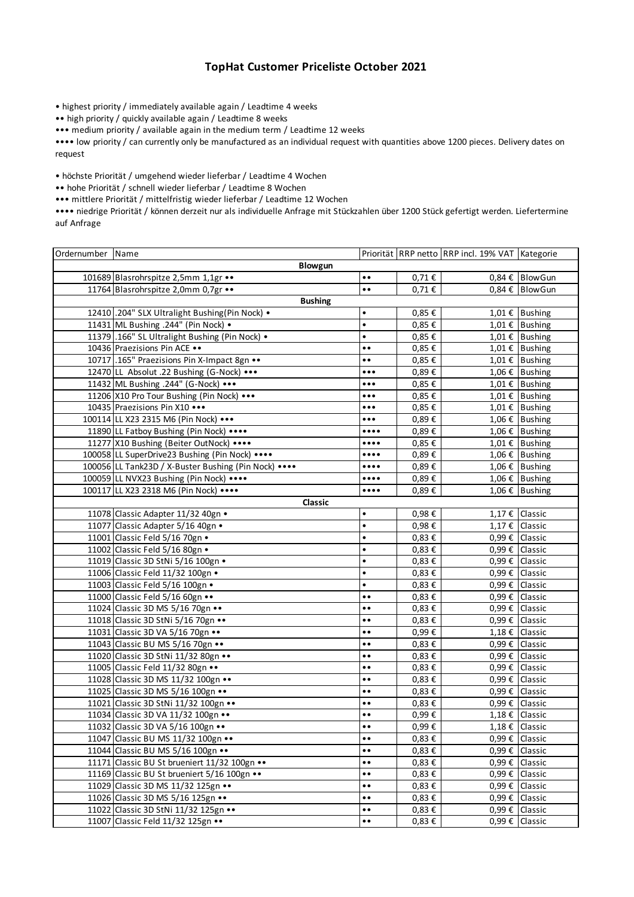# TopHat Customer Priceliste October 2021

• highest priority / immediately available again / Leadtime 4 weeks

•• high priority / quickly available again / Leadtime 8 weeks

••• medium priority / available again in the medium term / Leadtime 12 weeks

•••• low priority / can currently only be manufactured as an individual request with quantities above 1200 pieces. Delivery dates on request

• höchste Priorität / umgehend wieder lieferbar / Leadtime 4 Wochen

•• hohe Priorität / schnell wieder lieferbar / Leadtime 8 Wochen

••• mittlere Priorität / mittelfristig wieder lieferbar / Leadtime 12 Wochen

•••• niedrige Priorität / können derzeit nur als individuelle Anfrage mit Stückzahlen über 1200 Stück gefertigt werden. Liefertermine auf Anfrage

| Ordernumber | Name | Priorität | RRP netto | RRP incl. 19% VAT | Kategorie |
|---|---|---|---|---|---|
| | **Blowgun** | | | | |
| 101689 | Blasrohrspitze 2,5mm 1,1gr •• | •• | 0,71 € | 0,84 € | BlowGun |
| 11764 | Blasrohrspitze 2,0mm 0,7gr •• | •• | 0,71 € | 0,84 € | BlowGun |
| | **Bushing** | | | | |
| 12410 | .204" SLX Ultralight Bushing(Pin Nock) • | • | 0,85 € | 1,01 € | Bushing |
| 11431 | ML Bushing .244" (Pin Nock) • | • | 0,85 € | 1,01 € | Bushing |
| 11379 | .166" SL Ultralight Bushing (Pin Nock) • | • | 0,85 € | 1,01 € | Bushing |
| 10436 | Praezisions Pin ACE •• | •• | 0,85 € | 1,01 € | Bushing |
| 10717 | .165" Praezisions Pin X-Impact 8gn •• | •• | 0,85 € | 1,01 € | Bushing |
| 12470 | LL Absolut .22 Bushing (G-Nock) ••• | ••• | 0,89 € | 1,06 € | Bushing |
| 11432 | ML Bushing .244" (G-Nock) ••• | ••• | 0,85 € | 1,01 € | Bushing |
| 11206 | X10 Pro Tour Bushing (Pin Nock) ••• | ••• | 0,85 € | 1,01 € | Bushing |
| 10435 | Praezisions Pin X10 ••• | ••• | 0,85 € | 1,01 € | Bushing |
| 100114 | LL X23 2315 M6 (Pin Nock) ••• | ••• | 0,89 € | 1,06 € | Bushing |
| 11890 | LL Fatboy Bushing (Pin Nock) •••• | •••• | 0,89 € | 1,06 € | Bushing |
| 11277 | X10 Bushing (Beiter OutNock) •••• | •••• | 0,85 € | 1,01 € | Bushing |
| 100058 | LL SuperDrive23 Bushing (Pin Nock) •••• | •••• | 0,89 € | 1,06 € | Bushing |
| 100056 | LL Tank23D / X-Buster Bushing (Pin Nock) •••• | •••• | 0,89 € | 1,06 € | Bushing |
| 100059 | LL NVX23 Bushing (Pin Nock) •••• | •••• | 0,89 € | 1,06 € | Bushing |
| 100117 | LL X23 2318 M6 (Pin Nock) •••• | •••• | 0,89 € | 1,06 € | Bushing |
| | **Classic** | | | | |
| 11078 | Classic Adapter 11/32 40gn • | • | 0,98 € | 1,17 € | Classic |
| 11077 | Classic Adapter 5/16 40gn • | • | 0,98 € | 1,17 € | Classic |
| 11001 | Classic Feld 5/16 70gn • | • | 0,83 € | 0,99 € | Classic |
| 11002 | Classic Feld 5/16 80gn • | • | 0,83 € | 0,99 € | Classic |
| 11019 | Classic 3D StNi 5/16 100gn • | • | 0,83 € | 0,99 € | Classic |
| 11006 | Classic Feld 11/32 100gn • | • | 0,83 € | 0,99 € | Classic |
| 11003 | Classic Feld 5/16 100gn • | • | 0,83 € | 0,99 € | Classic |
| 11000 | Classic Feld 5/16 60gn •• | •• | 0,83 € | 0,99 € | Classic |
| 11024 | Classic 3D MS 5/16 70gn •• | •• | 0,83 € | 0,99 € | Classic |
| 11018 | Classic 3D StNi 5/16 70gn •• | •• | 0,83 € | 0,99 € | Classic |
| 11031 | Classic 3D VA 5/16 70gn •• | •• | 0,99 € | 1,18 € | Classic |
| 11043 | Classic BU MS 5/16 70gn •• | •• | 0,83 € | 0,99 € | Classic |
| 11020 | Classic 3D StNi 11/32 80gn •• | •• | 0,83 € | 0,99 € | Classic |
| 11005 | Classic Feld 11/32 80gn •• | •• | 0,83 € | 0,99 € | Classic |
| 11028 | Classic 3D MS 11/32 100gn •• | •• | 0,83 € | 0,99 € | Classic |
| 11025 | Classic 3D MS 5/16 100gn •• | •• | 0,83 € | 0,99 € | Classic |
| 11021 | Classic 3D StNi 11/32 100gn •• | •• | 0,83 € | 0,99 € | Classic |
| 11034 | Classic 3D VA 11/32 100gn •• | •• | 0,99 € | 1,18 € | Classic |
| 11032 | Classic 3D VA 5/16 100gn •• | •• | 0,99 € | 1,18 € | Classic |
| 11047 | Classic BU MS 11/32 100gn •• | •• | 0,83 € | 0,99 € | Classic |
| 11044 | Classic BU MS 5/16 100gn •• | •• | 0,83 € | 0,99 € | Classic |
| 11171 | Classic BU St brueniert 11/32 100gn •• | •• | 0,83 € | 0,99 € | Classic |
| 11169 | Classic BU St brueniert 5/16 100gn •• | •• | 0,83 € | 0,99 € | Classic |
| 11029 | Classic 3D MS 11/32 125gn •• | •• | 0,83 € | 0,99 € | Classic |
| 11026 | Classic 3D MS 5/16 125gn •• | •• | 0,83 € | 0,99 € | Classic |
| 11022 | Classic 3D StNi 11/32 125gn •• | •• | 0,83 € | 0,99 € | Classic |
| 11007 | Classic Feld 11/32 125gn •• | •• | 0,83 € | 0,99 € | Classic |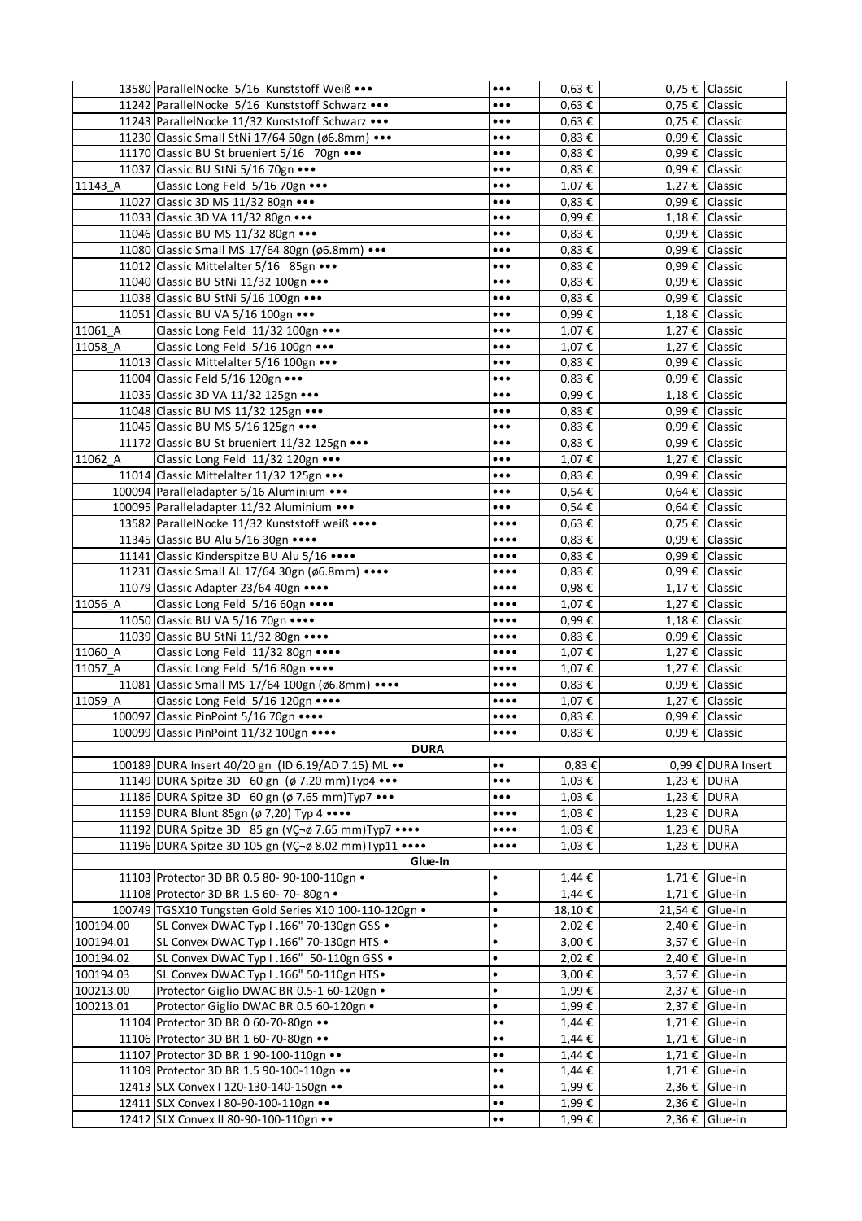| | | | | | |
|---|---|---|---|---|---|
| 13580 | ParallelNocke 5/16 Kunststoff Weiß ••• | ••• | 0,63 € | 0,75 € | Classic |
| 11242 | ParallelNocke 5/16 Kunststoff Schwarz ••• | ••• | 0,63 € | 0,75 € | Classic |
| 11243 | ParallelNocke 11/32 Kunststoff Schwarz ••• | ••• | 0,63 € | 0,75 € | Classic |
| 11230 | Classic Small StNi 17/64 50gn (ø6.8mm) ••• | ••• | 0,83 € | 0,99 € | Classic |
| 11170 | Classic BU St brueniert 5/16 70gn ••• | ••• | 0,83 € | 0,99 € | Classic |
| 11037 | Classic BU StNi 5/16 70gn ••• | ••• | 0,83 € | 0,99 € | Classic |
| 11143_A | Classic Long Feld 5/16 70gn ••• | ••• | 1,07 € | 1,27 € | Classic |
| 11027 | Classic 3D MS 11/32 80gn ••• | ••• | 0,83 € | 0,99 € | Classic |
| 11033 | Classic 3D VA 11/32 80gn ••• | ••• | 0,99 € | 1,18 € | Classic |
| 11046 | Classic BU MS 11/32 80gn ••• | ••• | 0,83 € | 0,99 € | Classic |
| 11080 | Classic Small MS 17/64 80gn (ø6.8mm) ••• | ••• | 0,83 € | 0,99 € | Classic |
| 11012 | Classic Mittelalter 5/16 85gn ••• | ••• | 0,83 € | 0,99 € | Classic |
| 11040 | Classic BU StNi 11/32 100gn ••• | ••• | 0,83 € | 0,99 € | Classic |
| 11038 | Classic BU StNi 5/16 100gn ••• | ••• | 0,83 € | 0,99 € | Classic |
| 11051 | Classic BU VA 5/16 100gn ••• | ••• | 0,99 € | 1,18 € | Classic |
| 11061_A | Classic Long Feld 11/32 100gn ••• | ••• | 1,07 € | 1,27 € | Classic |
| 11058_A | Classic Long Feld 5/16 100gn ••• | ••• | 1,07 € | 1,27 € | Classic |
| 11013 | Classic Mittelalter 5/16 100gn ••• | ••• | 0,83 € | 0,99 € | Classic |
| 11004 | Classic Feld 5/16 120gn ••• | ••• | 0,83 € | 0,99 € | Classic |
| 11035 | Classic 3D VA 11/32 125gn ••• | ••• | 0,99 € | 1,18 € | Classic |
| 11048 | Classic BU MS 11/32 125gn ••• | ••• | 0,83 € | 0,99 € | Classic |
| 11045 | Classic BU MS 5/16 125gn ••• | ••• | 0,83 € | 0,99 € | Classic |
| 11172 | Classic BU St brueniert 11/32 125gn ••• | ••• | 0,83 € | 0,99 € | Classic |
| 11062_A | Classic Long Feld 11/32 120gn ••• | ••• | 1,07 € | 1,27 € | Classic |
| 11014 | Classic Mittelalter 11/32 125gn ••• | ••• | 0,83 € | 0,99 € | Classic |
| 100094 | Paralleladapter 5/16 Aluminium ••• | ••• | 0,54 € | 0,64 € | Classic |
| 100095 | Paralleladapter 11/32 Aluminium ••• | ••• | 0,54 € | 0,64 € | Classic |
| 13582 | ParallelNocke 11/32 Kunststoff weiß •••• | •••• | 0,63 € | 0,75 € | Classic |
| 11345 | Classic BU Alu 5/16 30gn •••• | •••• | 0,83 € | 0,99 € | Classic |
| 11141 | Classic Kinderspitze BU Alu 5/16 •••• | •••• | 0,83 € | 0,99 € | Classic |
| 11231 | Classic Small AL 17/64 30gn (ø6.8mm) •••• | •••• | 0,83 € | 0,99 € | Classic |
| 11079 | Classic Adapter 23/64 40gn •••• | •••• | 0,98 € | 1,17 € | Classic |
| 11056_A | Classic Long Feld 5/16 60gn •••• | •••• | 1,07 € | 1,27 € | Classic |
| 11050 | Classic BU VA 5/16 70gn •••• | •••• | 0,99 € | 1,18 € | Classic |
| 11039 | Classic BU StNi 11/32 80gn •••• | •••• | 0,83 € | 0,99 € | Classic |
| 11060_A | Classic Long Feld 11/32 80gn •••• | •••• | 1,07 € | 1,27 € | Classic |
| 11057_A | Classic Long Feld 5/16 80gn •••• | •••• | 1,07 € | 1,27 € | Classic |
| 11081 | Classic Small MS 17/64 100gn (ø6.8mm) •••• | •••• | 0,83 € | 0,99 € | Classic |
| 11059_A | Classic Long Feld 5/16 120gn •••• | •••• | 1,07 € | 1,27 € | Classic |
| 100097 | Classic PinPoint 5/16 70gn •••• | •••• | 0,83 € | 0,99 € | Classic |
| 100099 | Classic PinPoint 11/32 100gn •••• | •••• | 0,83 € | 0,99 € | Classic |
| | **DURA** | | | | |
| 100189 | DURA Insert 40/20 gn (ID 6.19/AD 7.15) ML •• | •• | 0,83 € | 0,99 € | DURA Insert |
| 11149 | DURA Spitze 3D 60 gn (ø 7.20 mm)Typ4 ••• | ••• | 1,03 € | 1,23 € | DURA |
| 11186 | DURA Spitze 3D 60 gn (ø 7.65 mm)Typ7 ••• | ••• | 1,03 € | 1,23 € | DURA |
| 11159 | DURA Blunt 85gn (ø 7,20) Typ 4 •••• | •••• | 1,03 € | 1,23 € | DURA |
| 11192 | DURA Spitze 3D 85 gn (√Ç¬ø 7.65 mm)Typ7 •••• | •••• | 1,03 € | 1,23 € | DURA |
| 11196 | DURA Spitze 3D 105 gn (√Ç¬ø 8.02 mm)Typ11 •••• | •••• | 1,03 € | 1,23 € | DURA |
| | **Glue-In** | | | | |
| 11103 | Protector 3D BR 0.5 80- 90-100-110gn • | • | 1,44 € | 1,71 € | Glue-in |
| 11108 | Protector 3D BR 1.5 60- 70- 80gn • | • | 1,44 € | 1,71 € | Glue-in |
| 100749 | TGSX10 Tungsten Gold Series X10 100-110-120gn • | • | 18,10 € | 21,54 € | Glue-in |
| 100194.00 | SL Convex DWAC Typ I .166" 70-130gn GSS • | • | 2,02 € | 2,40 € | Glue-in |
| 100194.01 | SL Convex DWAC Typ I .166" 70-130gn HTS • | • | 3,00 € | 3,57 € | Glue-in |
| 100194.02 | SL Convex DWAC Typ I .166" 50-110gn GSS • | • | 2,02 € | 2,40 € | Glue-in |
| 100194.03 | SL Convex DWAC Typ I .166" 50-110gn HTS• | • | 3,00 € | 3,57 € | Glue-in |
| 100213.00 | Protector Giglio DWAC BR 0.5-1 60-120gn • | • | 1,99 € | 2,37 € | Glue-in |
| 100213.01 | Protector Giglio DWAC BR 0.5 60-120gn • | • | 1,99 € | 2,37 € | Glue-in |
| 11104 | Protector 3D BR 0 60-70-80gn •• | •• | 1,44 € | 1,71 € | Glue-in |
| 11106 | Protector 3D BR 1 60-70-80gn •• | •• | 1,44 € | 1,71 € | Glue-in |
| 11107 | Protector 3D BR 1 90-100-110gn •• | •• | 1,44 € | 1,71 € | Glue-in |
| 11109 | Protector 3D BR 1.5 90-100-110gn •• | •• | 1,44 € | 1,71 € | Glue-in |
| 12413 | SLX Convex I 120-130-140-150gn •• | •• | 1,99 € | 2,36 € | Glue-in |
| 12411 | SLX Convex I 80-90-100-110gn •• | •• | 1,99 € | 2,36 € | Glue-in |
| 12412 | SLX Convex II 80-90-100-110gn •• | •• | 1,99 € | 2,36 € | Glue-in |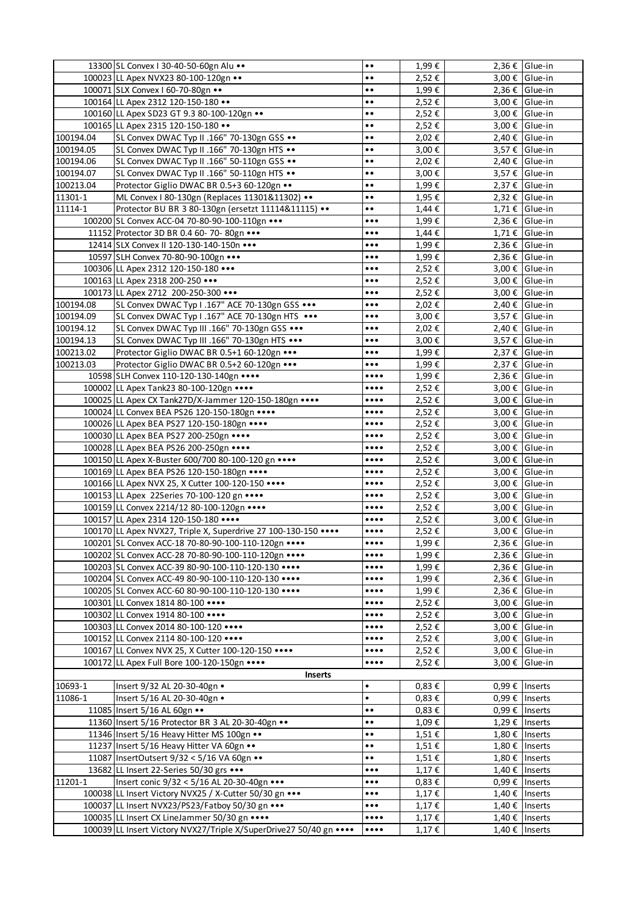| | | | | | |
|---|---|---|---|---|---|
| 13300 | SL Convex I 30-40-50-60gn Alu •• | •• | 1,99 € | 2,36 € | Glue-in |
| 100023 | LL Apex NVX23 80-100-120gn •• | •• | 2,52 € | 3,00 € | Glue-in |
| 100071 | SLX Convex I 60-70-80gn •• | •• | 1,99 € | 2,36 € | Glue-in |
| 100164 | LL Apex 2312 120-150-180 •• | •• | 2,52 € | 3,00 € | Glue-in |
| 100160 | LL Apex SD23 GT 9.3 80-100-120gn •• | •• | 2,52 € | 3,00 € | Glue-in |
| 100165 | LL Apex 2315 120-150-180 •• | •• | 2,52 € | 3,00 € | Glue-in |
| 100194.04 | SL Convex DWAC Typ II .166" 70-130gn GSS •• | •• | 2,02 € | 2,40 € | Glue-in |
| 100194.05 | SL Convex DWAC Typ II .166" 70-130gn HTS •• | •• | 3,00 € | 3,57 € | Glue-in |
| 100194.06 | SL Convex DWAC Typ II .166" 50-110gn GSS •• | •• | 2,02 € | 2,40 € | Glue-in |
| 100194.07 | SL Convex DWAC Typ II .166" 50-110gn HTS •• | •• | 3,00 € | 3,57 € | Glue-in |
| 100213.04 | Protector Giglio DWAC BR 0.5+3 60-120gn •• | •• | 1,99 € | 2,37 € | Glue-in |
| 11301-1 | ML Convex I 80-130gn (Replaces 11301&11302) •• | •• | 1,95 € | 2,32 € | Glue-in |
| 11114-1 | Protector BU BR 3 80-130gn (ersetzt 11114&11115) •• | •• | 1,44 € | 1,71 € | Glue-in |
| 100200 | SL Convex ACC-04 70-80-90-100-110gn ••• | ••• | 1,99 € | 2,36 € | Glue-in |
| 11152 | Protector 3D BR 0.4 60- 70- 80gn ••• | ••• | 1,44 € | 1,71 € | Glue-in |
| 12414 | SLX Convex II 120-130-140-150n ••• | ••• | 1,99 € | 2,36 € | Glue-in |
| 10597 | SLH Convex 70-80-90-100gn ••• | ••• | 1,99 € | 2,36 € | Glue-in |
| 100306 | LL Apex 2312 120-150-180 ••• | ••• | 2,52 € | 3,00 € | Glue-in |
| 100163 | LL Apex 2318 200-250 ••• | ••• | 2,52 € | 3,00 € | Glue-in |
| 100173 | LL Apex 2712 200-250-300 ••• | ••• | 2,52 € | 3,00 € | Glue-in |
| 100194.08 | SL Convex DWAC Typ I .167" ACE 70-130gn GSS ••• | ••• | 2,02 € | 2,40 € | Glue-in |
| 100194.09 | SL Convex DWAC Typ I .167" ACE 70-130gn HTS ••• | ••• | 3,00 € | 3,57 € | Glue-in |
| 100194.12 | SL Convex DWAC Typ III .166" 70-130gn GSS ••• | ••• | 2,02 € | 2,40 € | Glue-in |
| 100194.13 | SL Convex DWAC Typ III .166" 70-130gn HTS ••• | ••• | 3,00 € | 3,57 € | Glue-in |
| 100213.02 | Protector Giglio DWAC BR 0.5+1 60-120gn ••• | ••• | 1,99 € | 2,37 € | Glue-in |
| 100213.03 | Protector Giglio DWAC BR 0.5+2 60-120gn ••• | ••• | 1,99 € | 2,37 € | Glue-in |
| 10598 | SLH Convex 110-120-130-140gn •••• | •••• | 1,99 € | 2,36 € | Glue-in |
| 100002 | LL Apex Tank23 80-100-120gn •••• | •••• | 2,52 € | 3,00 € | Glue-in |
| 100025 | LL Apex CX Tank27D/X-Jammer 120-150-180gn •••• | •••• | 2,52 € | 3,00 € | Glue-in |
| 100024 | LL Convex BEA PS26 120-150-180gn •••• | •••• | 2,52 € | 3,00 € | Glue-in |
| 100026 | LL Apex BEA PS27 120-150-180gn •••• | •••• | 2,52 € | 3,00 € | Glue-in |
| 100030 | LL Apex BEA PS27 200-250gn •••• | •••• | 2,52 € | 3,00 € | Glue-in |
| 100028 | LL Apex BEA PS26 200-250gn •••• | •••• | 2,52 € | 3,00 € | Glue-in |
| 100150 | LL Apex X-Buster 600/700 80-100-120 gn •••• | •••• | 2,52 € | 3,00 € | Glue-in |
| 100169 | LL Apex BEA PS26 120-150-180gn •••• | •••• | 2,52 € | 3,00 € | Glue-in |
| 100166 | LL Apex NVX 25, X Cutter 100-120-150 •••• | •••• | 2,52 € | 3,00 € | Glue-in |
| 100153 | LL Apex 22Series 70-100-120 gn •••• | •••• | 2,52 € | 3,00 € | Glue-in |
| 100159 | LL Convex 2214/12 80-100-120gn •••• | •••• | 2,52 € | 3,00 € | Glue-in |
| 100157 | LL Apex 2314 120-150-180 •••• | •••• | 2,52 € | 3,00 € | Glue-in |
| 100170 | LL Apex NVX27, Triple X, Superdrive 27 100-130-150 •••• | •••• | 2,52 € | 3,00 € | Glue-in |
| 100201 | SL Convex ACC-18 70-80-90-100-110-120gn •••• | •••• | 1,99 € | 2,36 € | Glue-in |
| 100202 | SL Convex ACC-28 70-80-90-100-110-120gn •••• | •••• | 1,99 € | 2,36 € | Glue-in |
| 100203 | SL Convex ACC-39 80-90-100-110-120-130 •••• | •••• | 1,99 € | 2,36 € | Glue-in |
| 100204 | SL Convex ACC-49 80-90-100-110-120-130 •••• | •••• | 1,99 € | 2,36 € | Glue-in |
| 100205 | SL Convex ACC-60 80-90-100-110-120-130 •••• | •••• | 1,99 € | 2,36 € | Glue-in |
| 100301 | LL Convex 1814 80-100 •••• | •••• | 2,52 € | 3,00 € | Glue-in |
| 100302 | LL Convex 1914 80-100 •••• | •••• | 2,52 € | 3,00 € | Glue-in |
| 100303 | LL Convex 2014 80-100-120 •••• | •••• | 2,52 € | 3,00 € | Glue-in |
| 100152 | LL Convex 2114 80-100-120 •••• | •••• | 2,52 € | 3,00 € | Glue-in |
| 100167 | LL Convex NVX 25, X Cutter 100-120-150 •••• | •••• | 2,52 € | 3,00 € | Glue-in |
| 100172 | LL Apex Full Bore 100-120-150gn •••• | •••• | 2,52 € | 3,00 € | Glue-in |
| | **Inserts** | | | | |
| 10693-1 | Insert 9/32 AL 20-30-40gn • | • | 0,83 € | 0,99 € | Inserts |
| 11086-1 | Insert 5/16 AL 20-30-40gn • | • | 0,83 € | 0,99 € | Inserts |
| 11085 | Insert 5/16 AL 60gn •• | •• | 0,83 € | 0,99 € | Inserts |
| 11360 | Insert 5/16 Protector BR 3 AL 20-30-40gn •• | •• | 1,09 € | 1,29 € | Inserts |
| 11346 | Insert 5/16 Heavy Hitter MS 100gn •• | •• | 1,51 € | 1,80 € | Inserts |
| 11237 | Insert 5/16 Heavy Hitter VA 60gn •• | •• | 1,51 € | 1,80 € | Inserts |
| 11087 | InsertOutsert 9/32 < 5/16 VA 60gn •• | •• | 1,51 € | 1,80 € | Inserts |
| 13682 | LL Insert 22-Series 50/30 grs ••• | ••• | 1,17 € | 1,40 € | Inserts |
| 11201-1 | Insert conic 9/32 < 5/16 AL 20-30-40gn ••• | ••• | 0,83 € | 0,99 € | Inserts |
| 100038 | LL Insert Victory NVX25 / X-Cutter 50/30 gn ••• | ••• | 1,17 € | 1,40 € | Inserts |
| 100037 | LL Insert NVX23/PS23/Fatboy 50/30 gn ••• | ••• | 1,17 € | 1,40 € | Inserts |
| 100035 | LL Insert CX LineJammer 50/30 gn •••• | •••• | 1,17 € | 1,40 € | Inserts |
| 100039 | LL Insert Victory NVX27/Triple X/SuperDrive27 50/40 gn •••• | •••• | 1,17 € | 1,40 € | Inserts |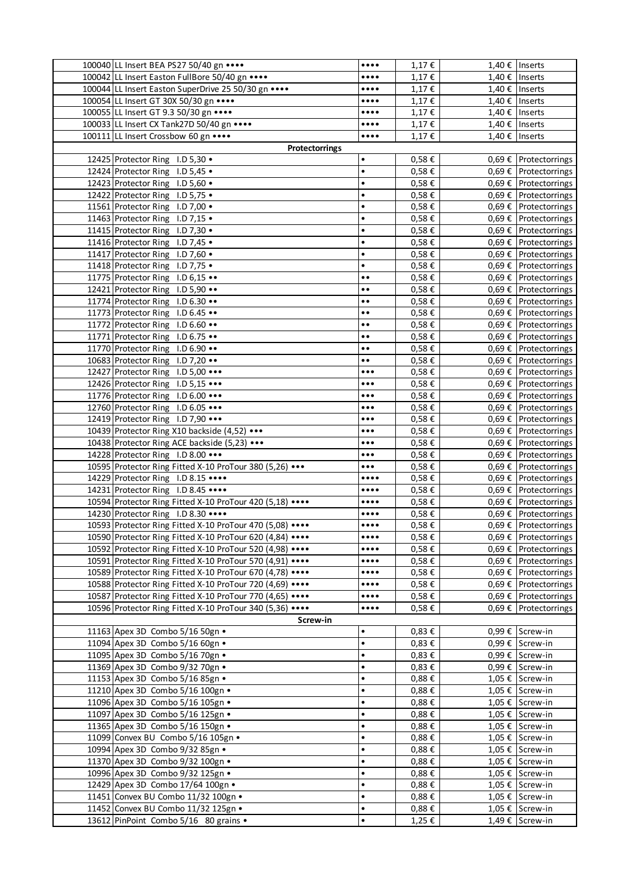| | | | | | |
|---|---|---|---|---|---|
| 100040 | LL Insert BEA PS27 50/40 gn •••• | •••• | 1,17 € | 1,40 € | Inserts |
| 100042 | LL Insert Easton FullBore 50/40 gn •••• | •••• | 1,17 € | 1,40 € | Inserts |
| 100044 | LL Insert Easton SuperDrive 25 50/30 gn •••• | •••• | 1,17 € | 1,40 € | Inserts |
| 100054 | LL Insert GT 30X 50/30 gn •••• | •••• | 1,17 € | 1,40 € | Inserts |
| 100055 | LL Insert GT 9.3 50/30 gn •••• | •••• | 1,17 € | 1,40 € | Inserts |
| 100033 | LL Insert CX Tank27D 50/40 gn •••• | •••• | 1,17 € | 1,40 € | Inserts |
| 100111 | LL Insert Crossbow 60 gn •••• | •••• | 1,17 € | 1,40 € | Inserts |
| | **Protectorrings** | | | | |
| 12425 | Protector Ring I.D 5,30 • | • | 0,58 € | 0,69 € | Protectorrings |
| 12424 | Protector Ring I.D 5,45 • | • | 0,58 € | 0,69 € | Protectorrings |
| 12423 | Protector Ring I.D 5,60 • | • | 0,58 € | 0,69 € | Protectorrings |
| 12422 | Protector Ring I.D 5,75 • | • | 0,58 € | 0,69 € | Protectorrings |
| 11561 | Protector Ring I.D 7,00 • | • | 0,58 € | 0,69 € | Protectorrings |
| 11463 | Protector Ring I.D 7,15 • | • | 0,58 € | 0,69 € | Protectorrings |
| 11415 | Protector Ring I.D 7,30 • | • | 0,58 € | 0,69 € | Protectorrings |
| 11416 | Protector Ring I.D 7,45 • | • | 0,58 € | 0,69 € | Protectorrings |
| 11417 | Protector Ring I.D 7,60 • | • | 0,58 € | 0,69 € | Protectorrings |
| 11418 | Protector Ring I.D 7,75 • | • | 0,58 € | 0,69 € | Protectorrings |
| 11775 | Protector Ring I.D 6,15 •• | •• | 0,58 € | 0,69 € | Protectorrings |
| 12421 | Protector Ring I.D 5,90 •• | •• | 0,58 € | 0,69 € | Protectorrings |
| 11774 | Protector Ring I.D 6.30 •• | •• | 0,58 € | 0,69 € | Protectorrings |
| 11773 | Protector Ring I.D 6.45 •• | •• | 0,58 € | 0,69 € | Protectorrings |
| 11772 | Protector Ring I.D 6.60 •• | •• | 0,58 € | 0,69 € | Protectorrings |
| 11771 | Protector Ring I.D 6.75 •• | •• | 0,58 € | 0,69 € | Protectorrings |
| 11770 | Protector Ring I.D 6.90 •• | •• | 0,58 € | 0,69 € | Protectorrings |
| 10683 | Protector Ring I.D 7,20 •• | •• | 0,58 € | 0,69 € | Protectorrings |
| 12427 | Protector Ring I.D 5,00 ••• | ••• | 0,58 € | 0,69 € | Protectorrings |
| 12426 | Protector Ring I.D 5,15 ••• | ••• | 0,58 € | 0,69 € | Protectorrings |
| 11776 | Protector Ring I.D 6.00 ••• | ••• | 0,58 € | 0,69 € | Protectorrings |
| 12760 | Protector Ring I.D 6.05 ••• | ••• | 0,58 € | 0,69 € | Protectorrings |
| 12419 | Protector Ring I.D 7,90 ••• | ••• | 0,58 € | 0,69 € | Protectorrings |
| 10439 | Protector Ring X10 backside (4,52) ••• | ••• | 0,58 € | 0,69 € | Protectorrings |
| 10438 | Protector Ring ACE backside (5,23) ••• | ••• | 0,58 € | 0,69 € | Protectorrings |
| 14228 | Protector Ring I.D 8.00 ••• | ••• | 0,58 € | 0,69 € | Protectorrings |
| 10595 | Protector Ring Fitted X-10 ProTour 380 (5,26) ••• | ••• | 0,58 € | 0,69 € | Protectorrings |
| 14229 | Protector Ring I.D 8.15 •••• | •••• | 0,58 € | 0,69 € | Protectorrings |
| 14231 | Protector Ring I.D 8.45 •••• | •••• | 0,58 € | 0,69 € | Protectorrings |
| 10594 | Protector Ring Fitted X-10 ProTour 420 (5,18) •••• | •••• | 0,58 € | 0,69 € | Protectorrings |
| 14230 | Protector Ring I.D 8.30 •••• | •••• | 0,58 € | 0,69 € | Protectorrings |
| 10593 | Protector Ring Fitted X-10 ProTour 470 (5,08) •••• | •••• | 0,58 € | 0,69 € | Protectorrings |
| 10590 | Protector Ring Fitted X-10 ProTour 620 (4,84) •••• | •••• | 0,58 € | 0,69 € | Protectorrings |
| 10592 | Protector Ring Fitted X-10 ProTour 520 (4,98) •••• | •••• | 0,58 € | 0,69 € | Protectorrings |
| 10591 | Protector Ring Fitted X-10 ProTour 570 (4,91) •••• | •••• | 0,58 € | 0,69 € | Protectorrings |
| 10589 | Protector Ring Fitted X-10 ProTour 670 (4,78) •••• | •••• | 0,58 € | 0,69 € | Protectorrings |
| 10588 | Protector Ring Fitted X-10 ProTour 720 (4,69) •••• | •••• | 0,58 € | 0,69 € | Protectorrings |
| 10587 | Protector Ring Fitted X-10 ProTour 770 (4,65) •••• | •••• | 0,58 € | 0,69 € | Protectorrings |
| 10596 | Protector Ring Fitted X-10 ProTour 340 (5,36) •••• | •••• | 0,58 € | 0,69 € | Protectorrings |
| | **Screw-in** | | | | |
| 11163 | Apex 3D Combo 5/16 50gn • | • | 0,83 € | 0,99 € | Screw-in |
| 11094 | Apex 3D Combo 5/16 60gn • | • | 0,83 € | 0,99 € | Screw-in |
| 11095 | Apex 3D Combo 5/16 70gn • | • | 0,83 € | 0,99 € | Screw-in |
| 11369 | Apex 3D Combo 9/32 70gn • | • | 0,83 € | 0,99 € | Screw-in |
| 11153 | Apex 3D Combo 5/16 85gn • | • | 0,88 € | 1,05 € | Screw-in |
| 11210 | Apex 3D Combo 5/16 100gn • | • | 0,88 € | 1,05 € | Screw-in |
| 11096 | Apex 3D Combo 5/16 105gn • | • | 0,88 € | 1,05 € | Screw-in |
| 11097 | Apex 3D Combo 5/16 125gn • | • | 0,88 € | 1,05 € | Screw-in |
| 11365 | Apex 3D Combo 5/16 150gn • | • | 0,88 € | 1,05 € | Screw-in |
| 11099 | Convex BU Combo 5/16 105gn • | • | 0,88 € | 1,05 € | Screw-in |
| 10994 | Apex 3D Combo 9/32 85gn • | • | 0,88 € | 1,05 € | Screw-in |
| 11370 | Apex 3D Combo 9/32 100gn • | • | 0,88 € | 1,05 € | Screw-in |
| 10996 | Apex 3D Combo 9/32 125gn • | • | 0,88 € | 1,05 € | Screw-in |
| 12429 | Apex 3D Combo 17/64 100gn • | • | 0,88 € | 1,05 € | Screw-in |
| 11451 | Convex BU Combo 11/32 100gn • | • | 0,88 € | 1,05 € | Screw-in |
| 11452 | Convex BU Combo 11/32 125gn • | • | 0,88 € | 1,05 € | Screw-in |
| 13612 | PinPoint Combo 5/16 80 grains • | • | 1,25 € | 1,49 € | Screw-in |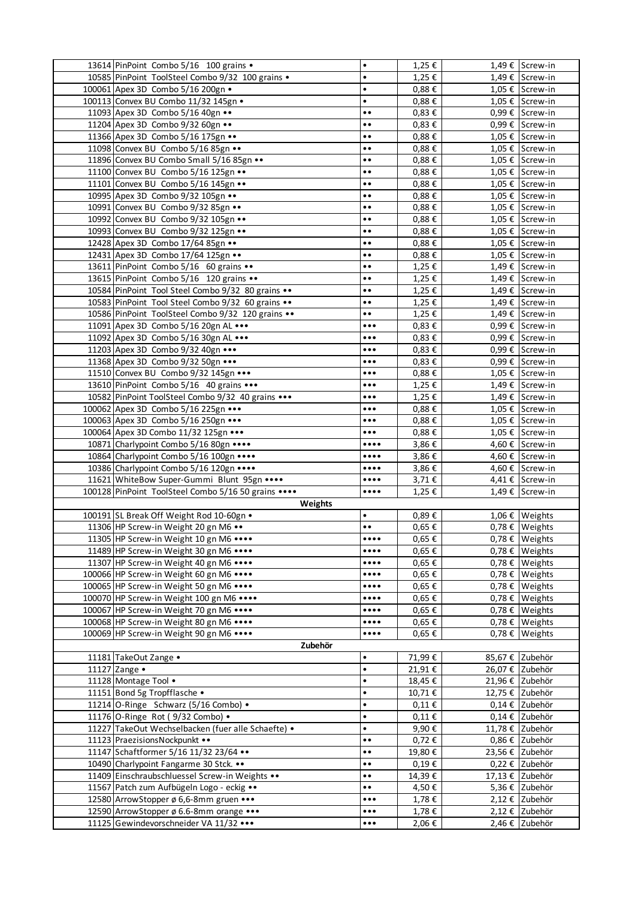| | | | | | |
|---|---|---|---|---|---|
| 13614 | PinPoint Combo 5/16 100 grains • | • | 1,25 € | 1,49 € | Screw-in |
| 10585 | PinPoint ToolSteel Combo 9/32 100 grains • | • | 1,25 € | 1,49 € | Screw-in |
| 100061 | Apex 3D Combo 5/16 200gn • | • | 0,88 € | 1,05 € | Screw-in |
| 100113 | Convex BU Combo 11/32 145gn • | • | 0,88 € | 1,05 € | Screw-in |
| 11093 | Apex 3D Combo 5/16 40gn •• | •• | 0,83 € | 0,99 € | Screw-in |
| 11204 | Apex 3D Combo 9/32 60gn •• | •• | 0,83 € | 0,99 € | Screw-in |
| 11366 | Apex 3D Combo 5/16 175gn •• | •• | 0,88 € | 1,05 € | Screw-in |
| 11098 | Convex BU Combo 5/16 85gn •• | •• | 0,88 € | 1,05 € | Screw-in |
| 11896 | Convex BU Combo Small 5/16 85gn •• | •• | 0,88 € | 1,05 € | Screw-in |
| 11100 | Convex BU Combo 5/16 125gn •• | •• | 0,88 € | 1,05 € | Screw-in |
| 11101 | Convex BU Combo 5/16 145gn •• | •• | 0,88 € | 1,05 € | Screw-in |
| 10995 | Apex 3D Combo 9/32 105gn •• | •• | 0,88 € | 1,05 € | Screw-in |
| 10991 | Convex BU Combo 9/32 85gn •• | •• | 0,88 € | 1,05 € | Screw-in |
| 10992 | Convex BU Combo 9/32 105gn •• | •• | 0,88 € | 1,05 € | Screw-in |
| 10993 | Convex BU Combo 9/32 125gn •• | •• | 0,88 € | 1,05 € | Screw-in |
| 12428 | Apex 3D Combo 17/64 85gn •• | •• | 0,88 € | 1,05 € | Screw-in |
| 12431 | Apex 3D Combo 17/64 125gn •• | •• | 0,88 € | 1,05 € | Screw-in |
| 13611 | PinPoint Combo 5/16 60 grains •• | •• | 1,25 € | 1,49 € | Screw-in |
| 13615 | PinPoint Combo 5/16 120 grains •• | •• | 1,25 € | 1,49 € | Screw-in |
| 10584 | PinPoint Tool Steel Combo 9/32 80 grains •• | •• | 1,25 € | 1,49 € | Screw-in |
| 10583 | PinPoint Tool Steel Combo 9/32 60 grains •• | •• | 1,25 € | 1,49 € | Screw-in |
| 10586 | PinPoint ToolSteel Combo 9/32 120 grains •• | •• | 1,25 € | 1,49 € | Screw-in |
| 11091 | Apex 3D Combo 5/16 20gn AL ••• | ••• | 0,83 € | 0,99 € | Screw-in |
| 11092 | Apex 3D Combo 5/16 30gn AL ••• | ••• | 0,83 € | 0,99 € | Screw-in |
| 11203 | Apex 3D Combo 9/32 40gn ••• | ••• | 0,83 € | 0,99 € | Screw-in |
| 11368 | Apex 3D Combo 9/32 50gn ••• | ••• | 0,83 € | 0,99 € | Screw-in |
| 11510 | Convex BU Combo 9/32 145gn ••• | ••• | 0,88 € | 1,05 € | Screw-in |
| 13610 | PinPoint Combo 5/16 40 grains ••• | ••• | 1,25 € | 1,49 € | Screw-in |
| 10582 | PinPoint ToolSteel Combo 9/32 40 grains ••• | ••• | 1,25 € | 1,49 € | Screw-in |
| 100062 | Apex 3D Combo 5/16 225gn ••• | ••• | 0,88 € | 1,05 € | Screw-in |
| 100063 | Apex 3D Combo 5/16 250gn ••• | ••• | 0,88 € | 1,05 € | Screw-in |
| 100064 | Apex 3D Combo 11/32 125gn ••• | ••• | 0,88 € | 1,05 € | Screw-in |
| 10871 | Charlypoint Combo 5/16 80gn •••• | •••• | 3,86 € | 4,60 € | Screw-in |
| 10864 | Charlypoint Combo 5/16 100gn •••• | •••• | 3,86 € | 4,60 € | Screw-in |
| 10386 | Charlypoint Combo 5/16 120gn •••• | •••• | 3,86 € | 4,60 € | Screw-in |
| 11621 | WhiteBow Super-Gummi Blunt 95gn •••• | •••• | 3,71 € | 4,41 € | Screw-in |
| 100128 | PinPoint ToolSteel Combo 5/16 50 grains •••• | •••• | 1,25 € | 1,49 € | Screw-in |
| | **Weights** | | | | |
| 100191 | SL Break Off Weight Rod 10-60gn • | • | 0,89 € | 1,06 € | Weights |
| 11306 | HP Screw-in Weight 20 gn M6 •• | •• | 0,65 € | 0,78 € | Weights |
| 11305 | HP Screw-in Weight 10 gn M6 •••• | •••• | 0,65 € | 0,78 € | Weights |
| 11489 | HP Screw-in Weight 30 gn M6 •••• | •••• | 0,65 € | 0,78 € | Weights |
| 11307 | HP Screw-in Weight 40 gn M6 •••• | •••• | 0,65 € | 0,78 € | Weights |
| 100066 | HP Screw-in Weight 60 gn M6 •••• | •••• | 0,65 € | 0,78 € | Weights |
| 100065 | HP Screw-in Weight 50 gn M6 •••• | •••• | 0,65 € | 0,78 € | Weights |
| 100070 | HP Screw-in Weight 100 gn M6 •••• | •••• | 0,65 € | 0,78 € | Weights |
| 100067 | HP Screw-in Weight 70 gn M6 •••• | •••• | 0,65 € | 0,78 € | Weights |
| 100068 | HP Screw-in Weight 80 gn M6 •••• | •••• | 0,65 € | 0,78 € | Weights |
| 100069 | HP Screw-in Weight 90 gn M6 •••• | •••• | 0,65 € | 0,78 € | Weights |
| | **Zubehör** | | | | |
| 11181 | TakeOut Zange • | • | 71,99 € | 85,67 € | Zubehör |
| 11127 | Zange • | • | 21,91 € | 26,07 € | Zubehör |
| 11128 | Montage Tool • | • | 18,45 € | 21,96 € | Zubehör |
| 11151 | Bond 5g Tropfflasche • | • | 10,71 € | 12,75 € | Zubehör |
| 11214 | O-Ringe Schwarz (5/16 Combo) • | • | 0,11 € | 0,14 € | Zubehör |
| 11176 | O-Ringe Rot ( 9/32 Combo) • | • | 0,11 € | 0,14 € | Zubehör |
| 11227 | TakeOut Wechselbacken (fuer alle Schaefte) • | • | 9,90 € | 11,78 € | Zubehör |
| 11123 | PraezisionsNockpunkt •• | •• | 0,72 € | 0,86 € | Zubehör |
| 11147 | Schaftformer 5/16 11/32 23/64 •• | •• | 19,80 € | 23,56 € | Zubehör |
| 10490 | Charlypoint Fangarme 30 Stck. •• | •• | 0,19 € | 0,22 € | Zubehör |
| 11409 | Einschraubschluessel Screw-in Weights •• | •• | 14,39 € | 17,13 € | Zubehör |
| 11567 | Patch zum Aufbügeln Logo - eckig •• | •• | 4,50 € | 5,36 € | Zubehör |
| 12580 | ArrowStopper ø 6,6-8mm gruen ••• | ••• | 1,78 € | 2,12 € | Zubehör |
| 12590 | ArrowStopper ø 6.6-8mm orange ••• | ••• | 1,78 € | 2,12 € | Zubehör |
| 11125 | Gewindevorschneider VA 11/32 ••• | ••• | 2,06 € | 2,46 € | Zubehör |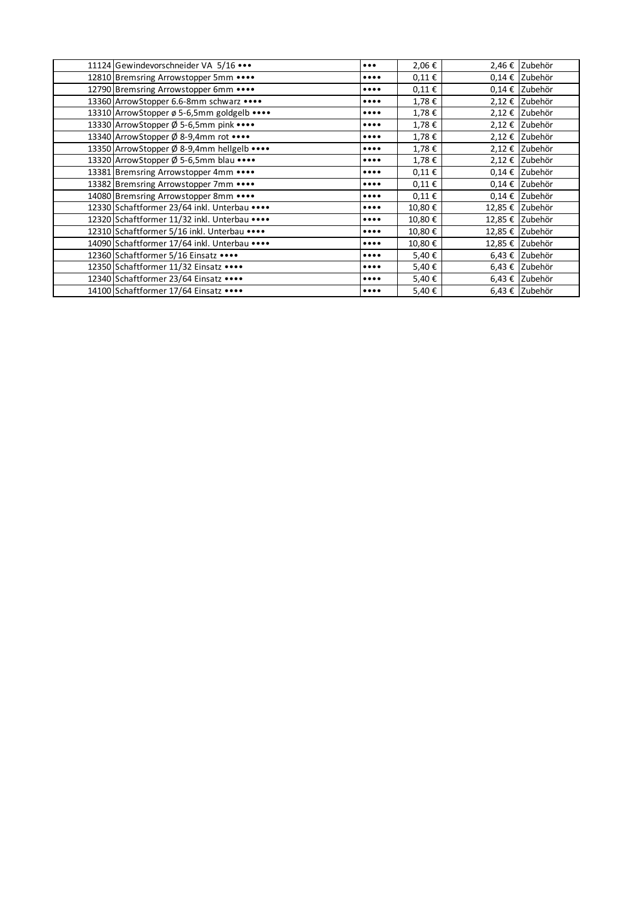| | | | | | |
|---|---|---|---|---|---|
| 11124 | Gewindevorschneider VA 5/16 ••• | ••• | 2,06 € | 2,46 € | Zubehör |
| 12810 | Bremsring Arrowstopper 5mm •••• | •••• | 0,11 € | 0,14 € | Zubehör |
| 12790 | Bremsring Arrowstopper 6mm •••• | •••• | 0,11 € | 0,14 € | Zubehör |
| 13360 | ArrowStopper 6.6-8mm schwarz •••• | •••• | 1,78 € | 2,12 € | Zubehör |
| 13310 | ArrowStopper ø 5-6,5mm goldgelb •••• | •••• | 1,78 € | 2,12 € | Zubehör |
| 13330 | ArrowStopper Ø 5-6,5mm pink •••• | •••• | 1,78 € | 2,12 € | Zubehör |
| 13340 | ArrowStopper Ø 8-9,4mm rot •••• | •••• | 1,78 € | 2,12 € | Zubehör |
| 13350 | ArrowStopper Ø 8-9,4mm hellgelb •••• | •••• | 1,78 € | 2,12 € | Zubehör |
| 13320 | ArrowStopper Ø 5-6,5mm blau •••• | •••• | 1,78 € | 2,12 € | Zubehör |
| 13381 | Bremsring Arrowstopper 4mm •••• | •••• | 0,11 € | 0,14 € | Zubehör |
| 13382 | Bremsring Arrowstopper 7mm •••• | •••• | 0,11 € | 0,14 € | Zubehör |
| 14080 | Bremsring Arrowstopper 8mm •••• | •••• | 0,11 € | 0,14 € | Zubehör |
| 12330 | Schaftformer 23/64 inkl. Unterbau •••• | •••• | 10,80 € | 12,85 € | Zubehör |
| 12320 | Schaftformer 11/32 inkl. Unterbau •••• | •••• | 10,80 € | 12,85 € | Zubehör |
| 12310 | Schaftformer 5/16 inkl. Unterbau •••• | •••• | 10,80 € | 12,85 € | Zubehör |
| 14090 | Schaftformer 17/64 inkl. Unterbau •••• | •••• | 10,80 € | 12,85 € | Zubehör |
| 12360 | Schaftformer 5/16 Einsatz •••• | •••• | 5,40 € | 6,43 € | Zubehör |
| 12350 | Schaftformer 11/32 Einsatz •••• | •••• | 5,40 € | 6,43 € | Zubehör |
| 12340 | Schaftformer 23/64 Einsatz •••• | •••• | 5,40 € | 6,43 € | Zubehör |
| 14100 | Schaftformer 17/64 Einsatz •••• | •••• | 5,40 € | 6,43 € | Zubehör |